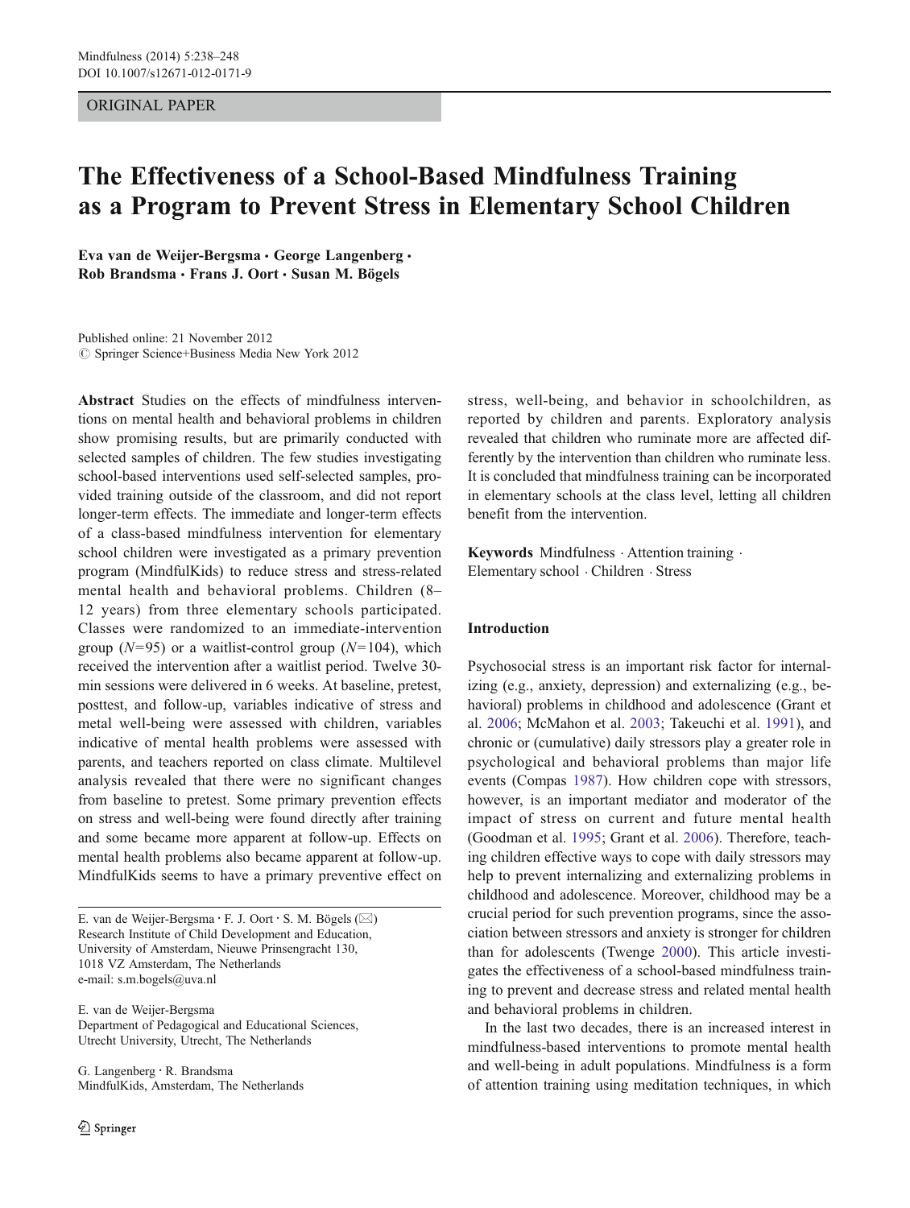ORIGINAL PAPER

# The Effectiveness of a School-Based Mindfulness Training as a Program to Prevent Stress in Elementary School Children

**Eva van de Weijer-Bergsma · George Langenberg · Rob Brandsma · Frans J. Oort · Susan M. Bögels**

Published online: 21 November 2012
© Springer Science+Business Media New York 2012

**Abstract** Studies on the effects of mindfulness interventions on mental health and behavioral problems in children show promising results, but are primarily conducted with selected samples of children. The few studies investigating school-based interventions used self-selected samples, provided training outside of the classroom, and did not report longer-term effects. The immediate and longer-term effects of a class-based mindfulness intervention for elementary school children were investigated as a primary prevention program (MindfulKids) to reduce stress and stress-related mental health and behavioral problems. Children (8–12 years) from three elementary schools participated. Classes were randomized to an immediate-intervention group ($N$=95) or a waitlist-control group ($N$=104), which received the intervention after a waitlist period. Twelve 30-min sessions were delivered in 6 weeks. At baseline, pretest, posttest, and follow-up, variables indicative of stress and metal well-being were assessed with children, variables indicative of mental health problems were assessed with parents, and teachers reported on class climate. Multilevel analysis revealed that there were no significant changes from baseline to pretest. Some primary prevention effects on stress and well-being were found directly after training and some became more apparent at follow-up. Effects on mental health problems also became apparent at follow-up. MindfulKids seems to have a primary preventive effect on stress, well-being, and behavior in schoolchildren, as reported by children and parents. Exploratory analysis revealed that children who ruminate more are affected differently by the intervention than children who ruminate less. It is concluded that mindfulness training can be incorporated in elementary schools at the class level, letting all children benefit from the intervention.

**Keywords** Mindfulness · Attention training · Elementary school · Children · Stress

E. van de Weijer-Bergsma · F. J. Oort · S. M. Bögels (✉)
Research Institute of Child Development and Education,
University of Amsterdam, Nieuwe Prinsengracht 130,
1018 VZ Amsterdam, The Netherlands
e-mail: s.m.bogels@uva.nl

E. van de Weijer-Bergsma
Department of Pedagogical and Educational Sciences,
Utrecht University, Utrecht, The Netherlands

G. Langenberg · R. Brandsma
MindfulKids, Amsterdam, The Netherlands

## Introduction

Psychosocial stress is an important risk factor for internalizing (e.g., anxiety, depression) and externalizing (e.g., behavioral) problems in childhood and adolescence (Grant et al. 2006; McMahon et al. 2003; Takeuchi et al. 1991), and chronic or (cumulative) daily stressors play a greater role in psychological and behavioral problems than major life events (Compas 1987). How children cope with stressors, however, is an important mediator and moderator of the impact of stress on current and future mental health (Goodman et al. 1995; Grant et al. 2006). Therefore, teaching children effective ways to cope with daily stressors may help to prevent internalizing and externalizing problems in childhood and adolescence. Moreover, childhood may be a crucial period for such prevention programs, since the association between stressors and anxiety is stronger for children than for adolescents (Twenge 2000). This article investigates the effectiveness of a school-based mindfulness training to prevent and decrease stress and related mental health and behavioral problems in children.

In the last two decades, there is an increased interest in mindfulness-based interventions to promote mental health and well-being in adult populations. Mindfulness is a form of attention training using meditation techniques, in which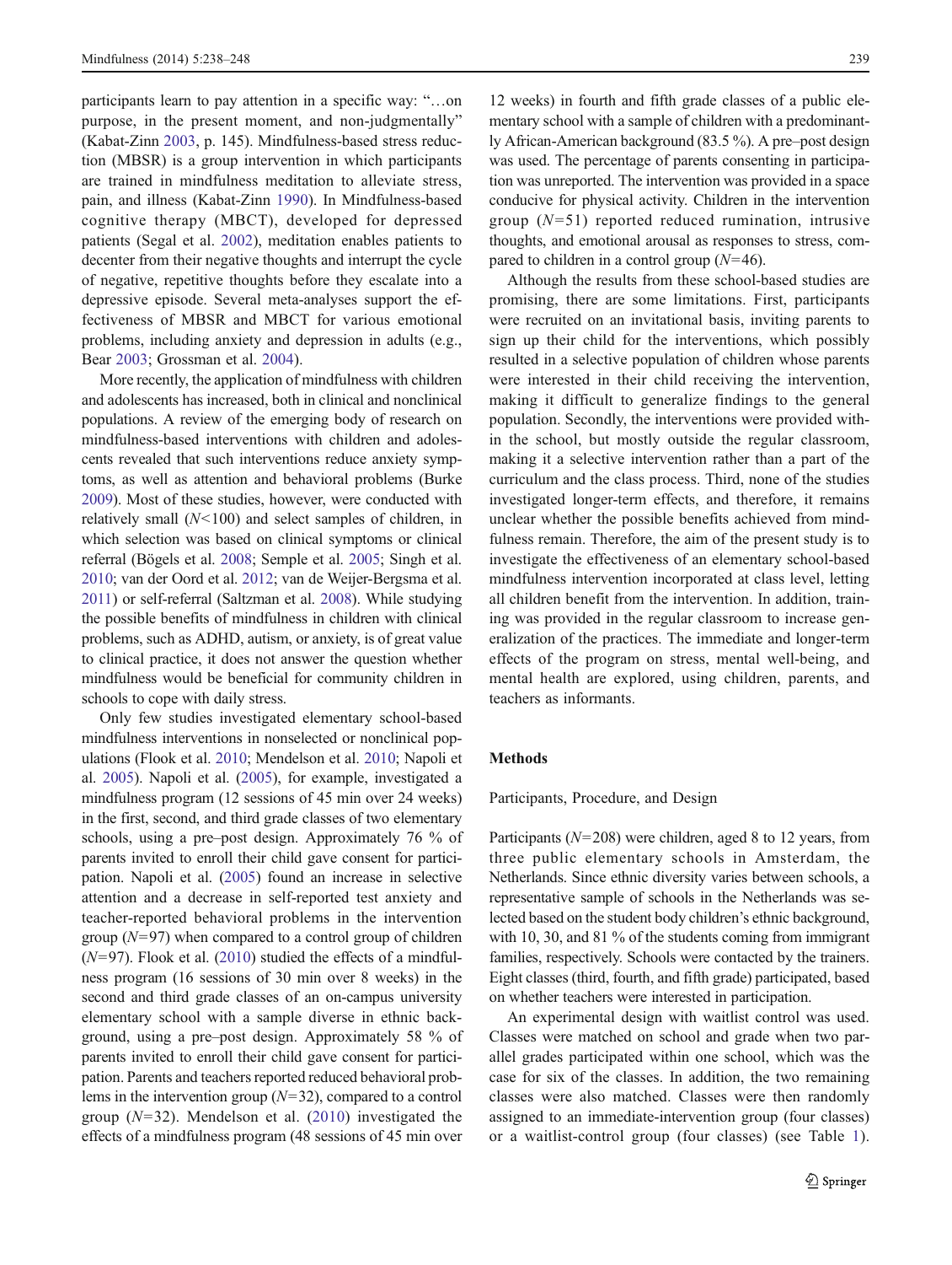participants learn to pay attention in a specific way: "…on purpose, in the present moment, and non-judgmentally" (Kabat-Zinn 2003, p. 145). Mindfulness-based stress reduction (MBSR) is a group intervention in which participants are trained in mindfulness meditation to alleviate stress, pain, and illness (Kabat-Zinn 1990). In Mindfulness-based cognitive therapy (MBCT), developed for depressed patients (Segal et al. 2002), meditation enables patients to decenter from their negative thoughts and interrupt the cycle of negative, repetitive thoughts before they escalate into a depressive episode. Several meta-analyses support the effectiveness of MBSR and MBCT for various emotional problems, including anxiety and depression in adults (e.g., Bear 2003; Grossman et al. 2004).

More recently, the application of mindfulness with children and adolescents has increased, both in clinical and nonclinical populations. A review of the emerging body of research on mindfulness-based interventions with children and adolescents revealed that such interventions reduce anxiety symptoms, as well as attention and behavioral problems (Burke 2009). Most of these studies, however, were conducted with relatively small ($N<100$) and select samples of children, in which selection was based on clinical symptoms or clinical referral (Bögels et al. 2008; Semple et al. 2005; Singh et al. 2010; van der Oord et al. 2012; van de Weijer-Bergsma et al. 2011) or self-referral (Saltzman et al. 2008). While studying the possible benefits of mindfulness in children with clinical problems, such as ADHD, autism, or anxiety, is of great value to clinical practice, it does not answer the question whether mindfulness would be beneficial for community children in schools to cope with daily stress.

Only few studies investigated elementary school-based mindfulness interventions in nonselected or nonclinical populations (Flook et al. 2010; Mendelson et al. 2010; Napoli et al. 2005). Napoli et al. (2005), for example, investigated a mindfulness program (12 sessions of 45 min over 24 weeks) in the first, second, and third grade classes of two elementary schools, using a pre–post design. Approximately 76 % of parents invited to enroll their child gave consent for participation. Napoli et al. (2005) found an increase in selective attention and a decrease in self-reported test anxiety and teacher-reported behavioral problems in the intervention group ($N=97$) when compared to a control group of children ($N=97$). Flook et al. (2010) studied the effects of a mindfulness program (16 sessions of 30 min over 8 weeks) in the second and third grade classes of an on-campus university elementary school with a sample diverse in ethnic background, using a pre–post design. Approximately 58 % of parents invited to enroll their child gave consent for participation. Parents and teachers reported reduced behavioral problems in the intervention group ($N=32$), compared to a control group ($N=32$). Mendelson et al. (2010) investigated the effects of a mindfulness program (48 sessions of 45 min over 12 weeks) in fourth and fifth grade classes of a public elementary school with a sample of children with a predominantly African-American background (83.5 %). A pre–post design was used. The percentage of parents consenting in participation was unreported. The intervention was provided in a space conducive for physical activity. Children in the intervention group ($N=51$) reported reduced rumination, intrusive thoughts, and emotional arousal as responses to stress, compared to children in a control group ($N=46$).

Although the results from these school-based studies are promising, there are some limitations. First, participants were recruited on an invitational basis, inviting parents to sign up their child for the interventions, which possibly resulted in a selective population of children whose parents were interested in their child receiving the intervention, making it difficult to generalize findings to the general population. Secondly, the interventions were provided within the school, but mostly outside the regular classroom, making it a selective intervention rather than a part of the curriculum and the class process. Third, none of the studies investigated longer-term effects, and therefore, it remains unclear whether the possible benefits achieved from mindfulness remain. Therefore, the aim of the present study is to investigate the effectiveness of an elementary school-based mindfulness intervention incorporated at class level, letting all children benefit from the intervention. In addition, training was provided in the regular classroom to increase generalization of the practices. The immediate and longer-term effects of the program on stress, mental well-being, and mental health are explored, using children, parents, and teachers as informants.

## Methods

### Participants, Procedure, and Design

Participants ($N=208$) were children, aged 8 to 12 years, from three public elementary schools in Amsterdam, the Netherlands. Since ethnic diversity varies between schools, a representative sample of schools in the Netherlands was selected based on the student body children's ethnic background, with 10, 30, and 81 % of the students coming from immigrant families, respectively. Schools were contacted by the trainers. Eight classes (third, fourth, and fifth grade) participated, based on whether teachers were interested in participation.

An experimental design with waitlist control was used. Classes were matched on school and grade when two parallel grades participated within one school, which was the case for six of the classes. In addition, the two remaining classes were also matched. Classes were then randomly assigned to an immediate-intervention group (four classes) or a waitlist-control group (four classes) (see Table 1).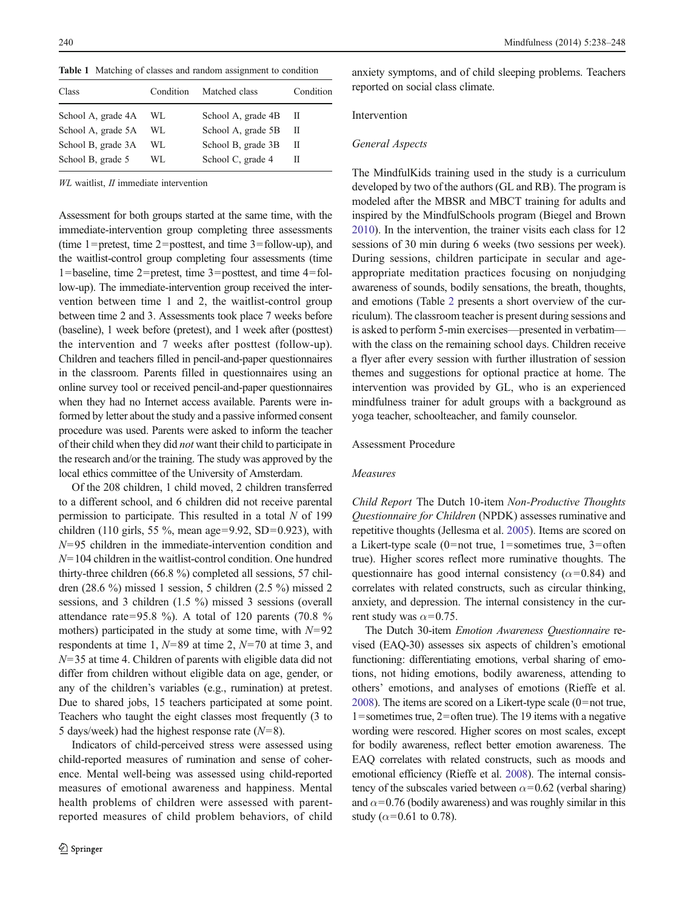Table 1 Matching of classes and random assignment to condition

| Class | Condition | Matched class | Condition |
|---|---|---|---|
| School A, grade 4A | WL | School A, grade 4B | II |
| School A, grade 5A | WL | School A, grade 5B | II |
| School B, grade 3A | WL | School B, grade 3B | II |
| School B, grade 5 | WL | School C, grade 4 | II |

*WL* waitlist, *II* immediate intervention

Assessment for both groups started at the same time, with the immediate-intervention group completing three assessments (time 1=pretest, time 2=posttest, and time 3=follow-up), and the waitlist-control group completing four assessments (time 1=baseline, time 2=pretest, time 3=posttest, and time 4=follow-up). The immediate-intervention group received the intervention between time 1 and 2, the waitlist-control group between time 2 and 3. Assessments took place 7 weeks before (baseline), 1 week before (pretest), and 1 week after (posttest) the intervention and 7 weeks after posttest (follow-up). Children and teachers filled in pencil-and-paper questionnaires in the classroom. Parents filled in questionnaires using an online survey tool or received pencil-and-paper questionnaires when they had no Internet access available. Parents were informed by letter about the study and a passive informed consent procedure was used. Parents were asked to inform the teacher of their child when they did *not* want their child to participate in the research and/or the training. The study was approved by the local ethics committee of the University of Amsterdam.

Of the 208 children, 1 child moved, 2 children transferred to a different school, and 6 children did not receive parental permission to participate. This resulted in a total $N$ of 199 children (110 girls, 55 %, mean age=9.92, SD=0.923), with $N$=95 children in the immediate-intervention condition and $N$=104 children in the waitlist-control condition. One hundred thirty-three children (66.8 %) completed all sessions, 57 children (28.6 %) missed 1 session, 5 children (2.5 %) missed 2 sessions, and 3 children (1.5 %) missed 3 sessions (overall attendance rate=95.8 %). A total of 120 parents (70.8 % mothers) participated in the study at some time, with $N$=92 respondents at time 1, $N$=89 at time 2, $N$=70 at time 3, and $N$=35 at time 4. Children of parents with eligible data did not differ from children without eligible data on age, gender, or any of the children's variables (e.g., rumination) at pretest. Due to shared jobs, 15 teachers participated at some point. Teachers who taught the eight classes most frequently (3 to 5 days/week) had the highest response rate ($N$=8).

Indicators of child-perceived stress were assessed using child-reported measures of rumination and sense of coherence. Mental well-being was assessed using child-reported measures of emotional awareness and happiness. Mental health problems of children were assessed with parent-reported measures of child problem behaviors, of child anxiety symptoms, and of child sleeping problems. Teachers reported on social class climate.

## Intervention

### *General Aspects*

The MindfulKids training used in the study is a curriculum developed by two of the authors (GL and RB). The program is modeled after the MBSR and MBCT training for adults and inspired by the MindfulSchools program (Biegel and Brown 2010). In the intervention, the trainer visits each class for 12 sessions of 30 min during 6 weeks (two sessions per week). During sessions, children participate in secular and age-appropriate meditation practices focusing on nonjudging awareness of sounds, bodily sensations, the breath, thoughts, and emotions (Table 2 presents a short overview of the curriculum). The classroom teacher is present during sessions and is asked to perform 5-min exercises—presented in verbatim—with the class on the remaining school days. Children receive a flyer after every session with further illustration of session themes and suggestions for optional practice at home. The intervention was provided by GL, who is an experienced mindfulness trainer for adult groups with a background as yoga teacher, schoolteacher, and family counselor.

## Assessment Procedure

### *Measures*

*Child Report* The Dutch 10-item *Non-Productive Thoughts Questionnaire for Children* (NPDK) assesses ruminative and repetitive thoughts (Jellesma et al. 2005). Items are scored on a Likert-type scale (0=not true, 1=sometimes true, 3=often true). Higher scores reflect more ruminative thoughts. The questionnaire has good internal consistency ($\alpha$=0.84) and correlates with related constructs, such as circular thinking, anxiety, and depression. The internal consistency in the current study was $\alpha$=0.75.

The Dutch 30-item *Emotion Awareness Questionnaire* revised (EAQ-30) assesses six aspects of children's emotional functioning: differentiating emotions, verbal sharing of emotions, not hiding emotions, bodily awareness, attending to others' emotions, and analyses of emotions (Rieffe et al. 2008). The items are scored on a Likert-type scale (0=not true, 1=sometimes true, 2=often true). The 19 items with a negative wording were rescored. Higher scores on most scales, except for bodily awareness, reflect better emotion awareness. The EAQ correlates with related constructs, such as moods and emotional efficiency (Rieffe et al. 2008). The internal consistency of the subscales varied between $\alpha$=0.62 (verbal sharing) and $\alpha$=0.76 (bodily awareness) and was roughly similar in this study ($\alpha$=0.61 to 0.78).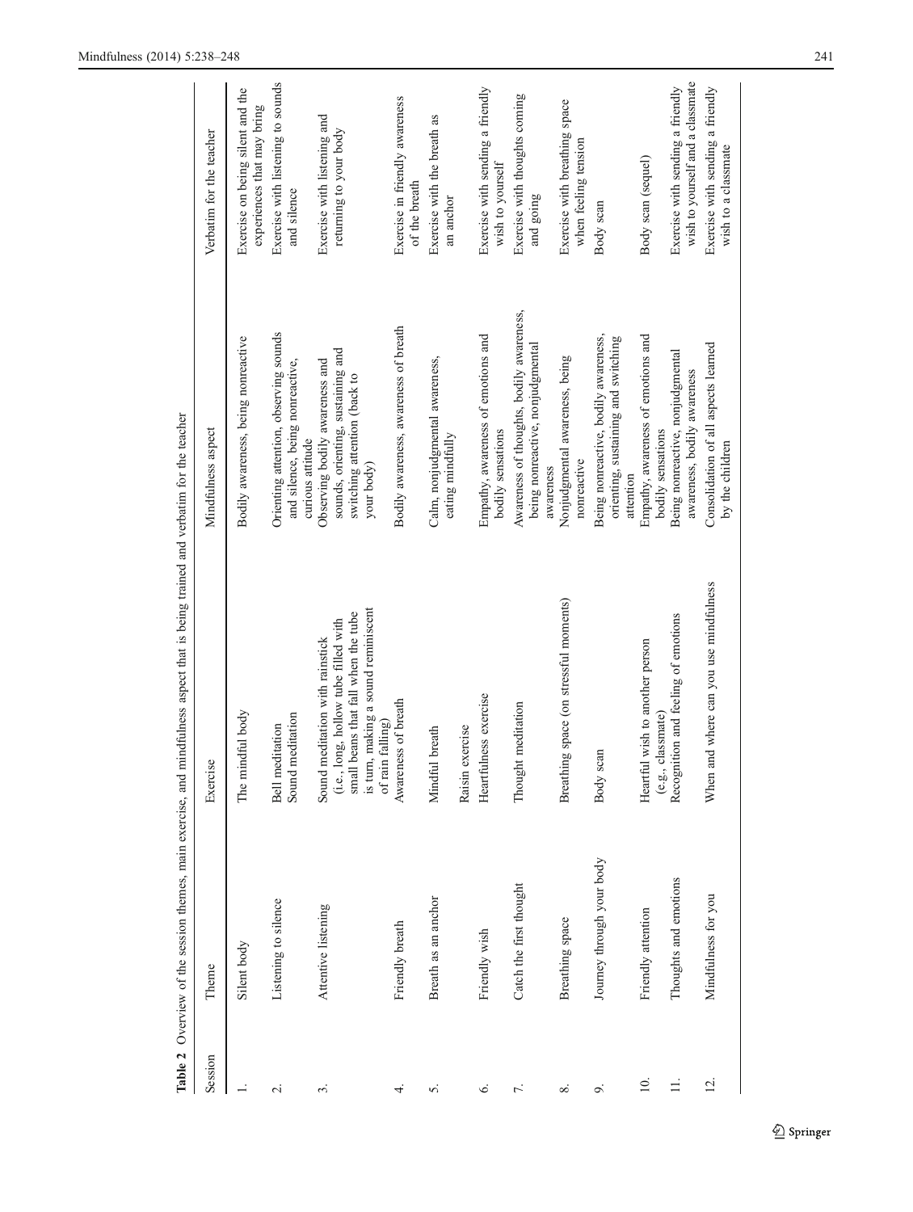**Table 2** Overview of the session themes, main exercise, and mindfulness aspect that is being trained and verbatim for the teacher

| Session | Theme | Exercise | Mindfulness aspect | Verbatim for the teacher |
|---|---|---|---|---|
| 1. | Silent body | The mindful body | Bodily awareness, being nonreactive | Exercise on being silent and the experiences that may bring |
| 2. | Listening to silence | Bell meditation<br>Sound meditation | Orienting attention, observing sounds and silence, being nonreactive, curious attitude | Exercise with listening to sounds and silence |
| 3. | Attentive listening | Sound meditation with rainstick (i.e., long, hollow tube filled with small beans that fall when the tube is turn, making a sound reminiscent of rain falling) | Observing bodily awareness and sounds, orienting, sustaining and switching attention (back to your body) | Exercise with listening and returning to your body |
| 4. | Friendly breath | Awareness of breath | Bodily awareness, awareness of breath | Exercise in friendly awareness of the breath |
| 5. | Breath as an anchor | Mindful breath<br><br>Raisin exercise | Calm, nonjudgmental awareness, eating mindfully | Exercise with the breath as an anchor |
| 6. | Friendly wish | Heartfulness exercise | Empathy, awareness of emotions and bodily sensations | Exercise with sending a friendly wish to yourself |
| 7. | Catch the first thought | Thought meditation | Awareness of thoughts, bodily awareness, being nonreactive, nonjudgmental awareness | Exercise with thoughts coming and going |
| 8. | Breathing space | Breathing space (on stressful moments) | Nonjudgmental awareness, being nonreactive | Exercise with breathing space when feeling tension |
| 9. | Journey through your body | Body scan | Being nonreactive, bodily awareness, orienting, sustaining and switching attention | Body scan |
| 10. | Friendly attention | Heartful wish to another person (e.g., classmate) | Empathy, awareness of emotions and bodily sensations | Body scan (sequel) |
| 11. | Thoughts and emotions | Recognition and feeling of emotions | Being nonreactive, nonjudgmental awareness, bodily awareness | Exercise with sending a friendly wish to yourself and a classmate |
| 12. | Mindfulness for you | When and where can you use mindfulness | Consolidation of all aspects learned by the children | Exercise with sending a friendly wish to a classmate |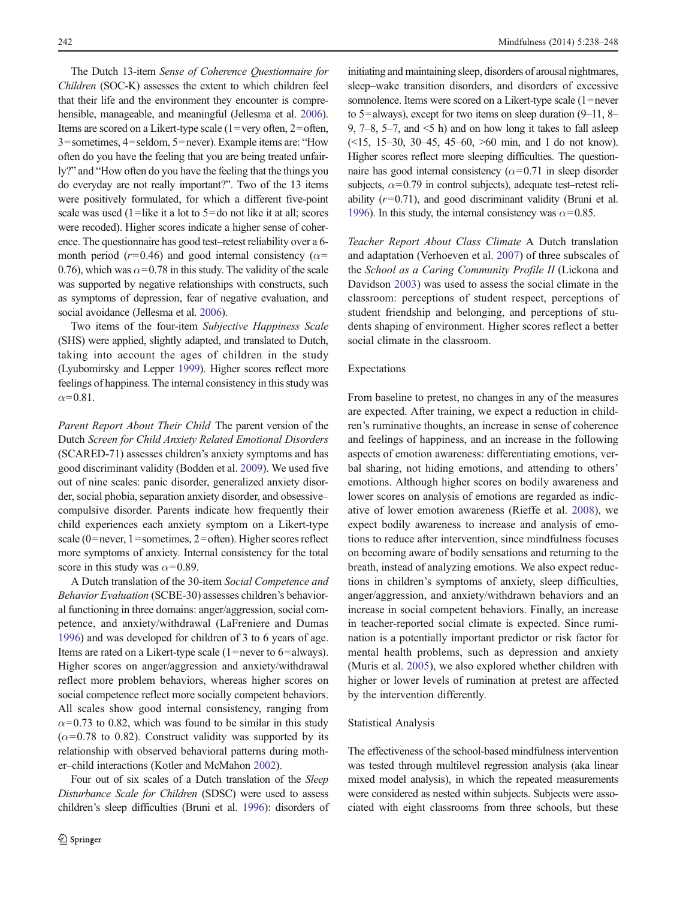The Dutch 13-item *Sense of Coherence Questionnaire for Children* (SOC-K) assesses the extent to which children feel that their life and the environment they encounter is comprehensible, manageable, and meaningful (Jellesma et al. 2006). Items are scored on a Likert-type scale (1 = very often, 2 = often, 3 = sometimes, 4 = seldom, 5 = never). Example items are: "How often do you have the feeling that you are being treated unfairly?" and "How often do you have the feeling that the things you do everyday are not really important?". Two of the 13 items were positively formulated, for which a different five-point scale was used (1 = like it a lot to 5 = do not like it at all; scores were recoded). Higher scores indicate a higher sense of coherence. The questionnaire has good test–retest reliability over a 6-month period ($r = 0.46$) and good internal consistency ($\alpha = 0.76$), which was $\alpha = 0.78$ in this study. The validity of the scale was supported by negative relationships with constructs, such as symptoms of depression, fear of negative evaluation, and social avoidance (Jellesma et al. 2006).

Two items of the four-item *Subjective Happiness Scale* (SHS) were applied, slightly adapted, and translated to Dutch, taking into account the ages of children in the study (Lyubomirsky and Lepper 1999). Higher scores reflect more feelings of happiness. The internal consistency in this study was $\alpha = 0.81$.

*Parent Report About Their Child* The parent version of the Dutch *Screen for Child Anxiety Related Emotional Disorders* (SCARED-71) assesses children's anxiety symptoms and has good discriminant validity (Bodden et al. 2009). We used five out of nine scales: panic disorder, generalized anxiety disorder, social phobia, separation anxiety disorder, and obsessive–compulsive disorder. Parents indicate how frequently their child experiences each anxiety symptom on a Likert-type scale (0 = never, 1 = sometimes, 2 = often). Higher scores reflect more symptoms of anxiety. Internal consistency for the total score in this study was $\alpha = 0.89$.

A Dutch translation of the 30-item *Social Competence and Behavior Evaluation* (SCBE-30) assesses children's behavioral functioning in three domains: anger/aggression, social competence, and anxiety/withdrawal (LaFreniere and Dumas 1996) and was developed for children of 3 to 6 years of age. Items are rated on a Likert-type scale (1 = never to 6 = always). Higher scores on anger/aggression and anxiety/withdrawal reflect more problem behaviors, whereas higher scores on social competence reflect more socially competent behaviors. All scales show good internal consistency, ranging from $\alpha = 0.73$ to 0.82, which was found to be similar in this study ($\alpha = 0.78$ to 0.82). Construct validity was supported by its relationship with observed behavioral patterns during mother–child interactions (Kotler and McMahon 2002).

Four out of six scales of a Dutch translation of the *Sleep Disturbance Scale for Children* (SDSC) were used to assess children's sleep difficulties (Bruni et al. 1996): disorders of initiating and maintaining sleep, disorders of arousal nightmares, sleep–wake transition disorders, and disorders of excessive somnolence. Items were scored on a Likert-type scale (1 = never to 5 = always), except for two items on sleep duration (9–11, 8–9, 7–8, 5–7, and <5 h) and on how long it takes to fall asleep (<15, 15–30, 30–45, 45–60, >60 min, and I do not know). Higher scores reflect more sleeping difficulties. The questionnaire has good internal consistency ($\alpha = 0.71$ in sleep disorder subjects, $\alpha = 0.79$ in control subjects), adequate test–retest reliability ($r = 0.71$), and good discriminant validity (Bruni et al. 1996). In this study, the internal consistency was $\alpha = 0.85$.

*Teacher Report About Class Climate* A Dutch translation and adaptation (Verhoeven et al. 2007) of three subscales of the *School as a Caring Community Profile II* (Lickona and Davidson 2003) was used to assess the social climate in the classroom: perceptions of student respect, perceptions of student friendship and belonging, and perceptions of students shaping of environment. Higher scores reflect a better social climate in the classroom.

### Expectations

From baseline to pretest, no changes in any of the measures are expected. After training, we expect a reduction in children's ruminative thoughts, an increase in sense of coherence and feelings of happiness, and an increase in the following aspects of emotion awareness: differentiating emotions, verbal sharing, not hiding emotions, and attending to others' emotions. Although higher scores on bodily awareness and lower scores on analysis of emotions are regarded as indicative of lower emotion awareness (Rieffe et al. 2008), we expect bodily awareness to increase and analysis of emotions to reduce after intervention, since mindfulness focuses on becoming aware of bodily sensations and returning to the breath, instead of analyzing emotions. We also expect reductions in children's symptoms of anxiety, sleep difficulties, anger/aggression, and anxiety/withdrawn behaviors and an increase in social competent behaviors. Finally, an increase in teacher-reported social climate is expected. Since rumination is a potentially important predictor or risk factor for mental health problems, such as depression and anxiety (Muris et al. 2005), we also explored whether children with higher or lower levels of rumination at pretest are affected by the intervention differently.

### Statistical Analysis

The effectiveness of the school-based mindfulness intervention was tested through multilevel regression analysis (aka linear mixed model analysis), in which the repeated measurements were considered as nested within subjects. Subjects were associated with eight classrooms from three schools, but these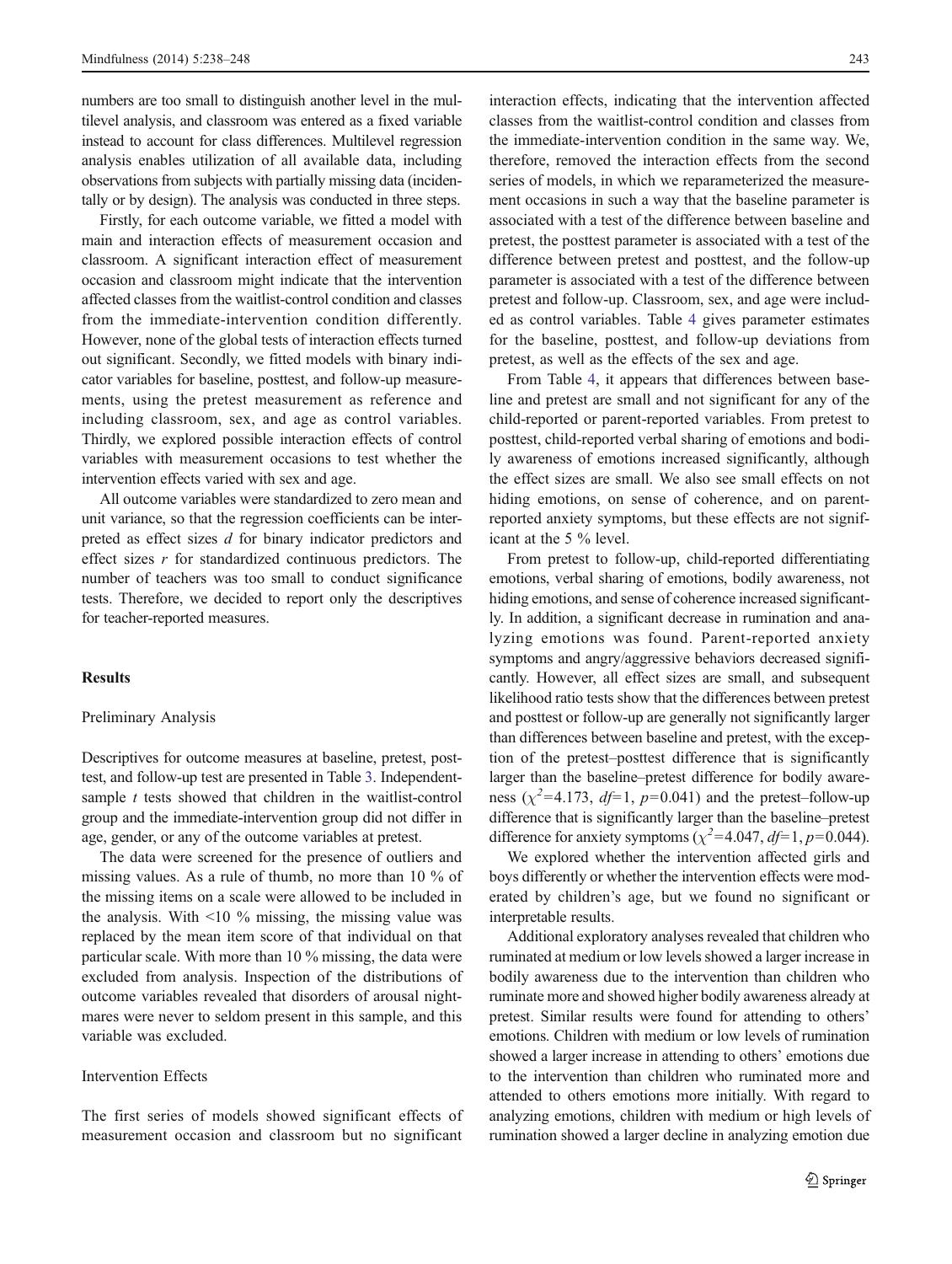numbers are too small to distinguish another level in the multilevel analysis, and classroom was entered as a fixed variable instead to account for class differences. Multilevel regression analysis enables utilization of all available data, including observations from subjects with partially missing data (incidentally or by design). The analysis was conducted in three steps.

Firstly, for each outcome variable, we fitted a model with main and interaction effects of measurement occasion and classroom. A significant interaction effect of measurement occasion and classroom might indicate that the intervention affected classes from the waitlist-control condition and classes from the immediate-intervention condition differently. However, none of the global tests of interaction effects turned out significant. Secondly, we fitted models with binary indicator variables for baseline, posttest, and follow-up measurements, using the pretest measurement as reference and including classroom, sex, and age as control variables. Thirdly, we explored possible interaction effects of control variables with measurement occasions to test whether the intervention effects varied with sex and age.

All outcome variables were standardized to zero mean and unit variance, so that the regression coefficients can be interpreted as effect sizes *d* for binary indicator predictors and effect sizes *r* for standardized continuous predictors. The number of teachers was too small to conduct significance tests. Therefore, we decided to report only the descriptives for teacher-reported measures.

## Results

### Preliminary Analysis

Descriptives for outcome measures at baseline, pretest, posttest, and follow-up test are presented in Table 3. Independent-sample *t* tests showed that children in the waitlist-control group and the immediate-intervention group did not differ in age, gender, or any of the outcome variables at pretest.

The data were screened for the presence of outliers and missing values. As a rule of thumb, no more than 10 % of the missing items on a scale were allowed to be included in the analysis. With <10 % missing, the missing value was replaced by the mean item score of that individual on that particular scale. With more than 10 % missing, the data were excluded from analysis. Inspection of the distributions of outcome variables revealed that disorders of arousal nightmares were never to seldom present in this sample, and this variable was excluded.

### Intervention Effects

The first series of models showed significant effects of measurement occasion and classroom but no significant interaction effects, indicating that the intervention affected classes from the waitlist-control condition and classes from the immediate-intervention condition in the same way. We, therefore, removed the interaction effects from the second series of models, in which we reparameterized the measurement occasions in such a way that the baseline parameter is associated with a test of the difference between baseline and pretest, the posttest parameter is associated with a test of the difference between pretest and posttest, and the follow-up parameter is associated with a test of the difference between pretest and follow-up. Classroom, sex, and age were included as control variables. Table 4 gives parameter estimates for the baseline, posttest, and follow-up deviations from pretest, as well as the effects of the sex and age.

From Table 4, it appears that differences between baseline and pretest are small and not significant for any of the child-reported or parent-reported variables. From pretest to posttest, child-reported verbal sharing of emotions and bodily awareness of emotions increased significantly, although the effect sizes are small. We also see small effects on not hiding emotions, on sense of coherence, and on parent-reported anxiety symptoms, but these effects are not significant at the 5 % level.

From pretest to follow-up, child-reported differentiating emotions, verbal sharing of emotions, bodily awareness, not hiding emotions, and sense of coherence increased significantly. In addition, a significant decrease in rumination and analyzing emotions was found. Parent-reported anxiety symptoms and angry/aggressive behaviors decreased significantly. However, all effect sizes are small, and subsequent likelihood ratio tests show that the differences between pretest and posttest or follow-up are generally not significantly larger than differences between baseline and pretest, with the exception of the pretest–posttest difference that is significantly larger than the baseline–pretest difference for bodily awareness ($\chi^2=4.173$, $df=1$, $p=0.041$) and the pretest–follow-up difference that is significantly larger than the baseline–pretest difference for anxiety symptoms ($\chi^2=4.047$, $df=1$, $p=0.044$).

We explored whether the intervention affected girls and boys differently or whether the intervention effects were moderated by children's age, but we found no significant or interpretable results.

Additional exploratory analyses revealed that children who ruminated at medium or low levels showed a larger increase in bodily awareness due to the intervention than children who ruminate more and showed higher bodily awareness already at pretest. Similar results were found for attending to others' emotions. Children with medium or low levels of rumination showed a larger increase in attending to others' emotions due to the intervention than children who ruminated more and attended to others emotions more initially. With regard to analyzing emotions, children with medium or high levels of rumination showed a larger decline in analyzing emotion due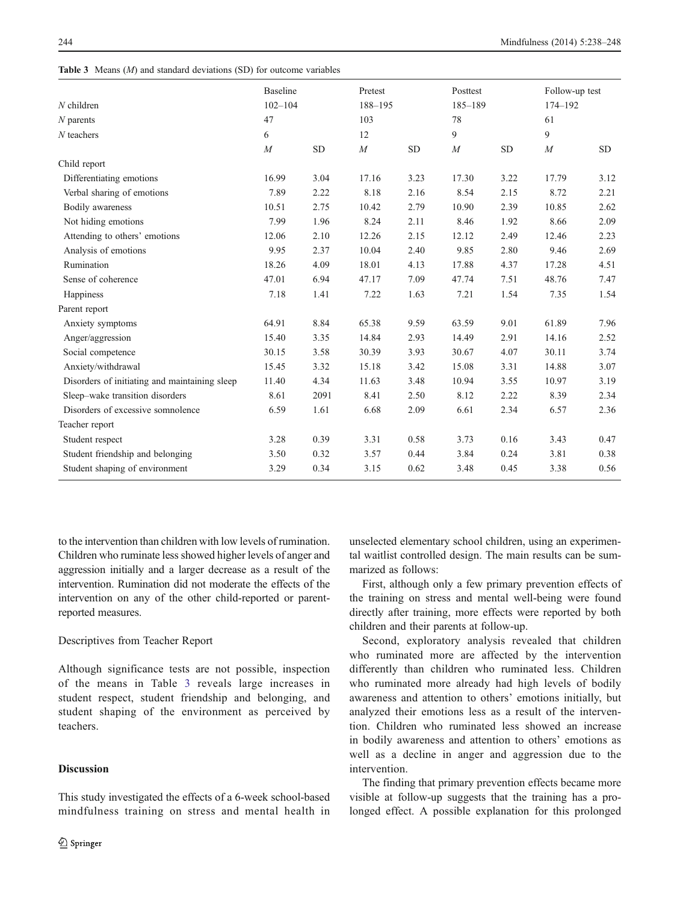**Table 3** Means (*M*) and standard deviations (SD) for outcome variables

| | Baseline | | Pretest | | Posttest | | Follow-up test | |
|---|---|---|---|---|---|---|---|---|
| *N* children | 102–104 | | 188–195 | | 185–189 | | 174–192 | |
| *N* parents | 47 | | 103 | | 78 | | 61 | |
| *N* teachers | 6 | | 12 | | 9 | | 9 | |
| | *M* | SD | *M* | SD | *M* | SD | *M* | SD |
| Child report | | | | | | | | |
| Differentiating emotions | 16.99 | 3.04 | 17.16 | 3.23 | 17.30 | 3.22 | 17.79 | 3.12 |
| Verbal sharing of emotions | 7.89 | 2.22 | 8.18 | 2.16 | 8.54 | 2.15 | 8.72 | 2.21 |
| Bodily awareness | 10.51 | 2.75 | 10.42 | 2.79 | 10.90 | 2.39 | 10.85 | 2.62 |
| Not hiding emotions | 7.99 | 1.96 | 8.24 | 2.11 | 8.46 | 1.92 | 8.66 | 2.09 |
| Attending to others' emotions | 12.06 | 2.10 | 12.26 | 2.15 | 12.12 | 2.49 | 12.46 | 2.23 |
| Analysis of emotions | 9.95 | 2.37 | 10.04 | 2.40 | 9.85 | 2.80 | 9.46 | 2.69 |
| Rumination | 18.26 | 4.09 | 18.01 | 4.13 | 17.88 | 4.37 | 17.28 | 4.51 |
| Sense of coherence | 47.01 | 6.94 | 47.17 | 7.09 | 47.74 | 7.51 | 48.76 | 7.47 |
| Happiness | 7.18 | 1.41 | 7.22 | 1.63 | 7.21 | 1.54 | 7.35 | 1.54 |
| Parent report | | | | | | | | |
| Anxiety symptoms | 64.91 | 8.84 | 65.38 | 9.59 | 63.59 | 9.01 | 61.89 | 7.96 |
| Anger/aggression | 15.40 | 3.35 | 14.84 | 2.93 | 14.49 | 2.91 | 14.16 | 2.52 |
| Social competence | 30.15 | 3.58 | 30.39 | 3.93 | 30.67 | 4.07 | 30.11 | 3.74 |
| Anxiety/withdrawal | 15.45 | 3.32 | 15.18 | 3.42 | 15.08 | 3.31 | 14.88 | 3.07 |
| Disorders of initiating and maintaining sleep | 11.40 | 4.34 | 11.63 | 3.48 | 10.94 | 3.55 | 10.97 | 3.19 |
| Sleep–wake transition disorders | 8.61 | 2091 | 8.41 | 2.50 | 8.12 | 2.22 | 8.39 | 2.34 |
| Disorders of excessive somnolence | 6.59 | 1.61 | 6.68 | 2.09 | 6.61 | 2.34 | 6.57 | 2.36 |
| Teacher report | | | | | | | | |
| Student respect | 3.28 | 0.39 | 3.31 | 0.58 | 3.73 | 0.16 | 3.43 | 0.47 |
| Student friendship and belonging | 3.50 | 0.32 | 3.57 | 0.44 | 3.84 | 0.24 | 3.81 | 0.38 |
| Student shaping of environment | 3.29 | 0.34 | 3.15 | 0.62 | 3.48 | 0.45 | 3.38 | 0.56 |

to the intervention than children with low levels of rumination. Children who ruminate less showed higher levels of anger and aggression initially and a larger decrease as a result of the intervention. Rumination did not moderate the effects of the intervention on any of the other child-reported or parent-reported measures.

### Descriptives from Teacher Report

Although significance tests are not possible, inspection of the means in Table 3 reveals large increases in student respect, student friendship and belonging, and student shaping of the environment as perceived by teachers.

## Discussion

This study investigated the effects of a 6-week school-based mindfulness training on stress and mental health in unselected elementary school children, using an experimental waitlist controlled design. The main results can be summarized as follows:

First, although only a few primary prevention effects of the training on stress and mental well-being were found directly after training, more effects were reported by both children and their parents at follow-up.

Second, exploratory analysis revealed that children who ruminated more are affected by the intervention differently than children who ruminated less. Children who ruminated more already had high levels of bodily awareness and attention to others' emotions initially, but analyzed their emotions less as a result of the intervention. Children who ruminated less showed an increase in bodily awareness and attention to others' emotions as well as a decline in anger and aggression due to the intervention.

The finding that primary prevention effects became more visible at follow-up suggests that the training has a prolonged effect. A possible explanation for this prolonged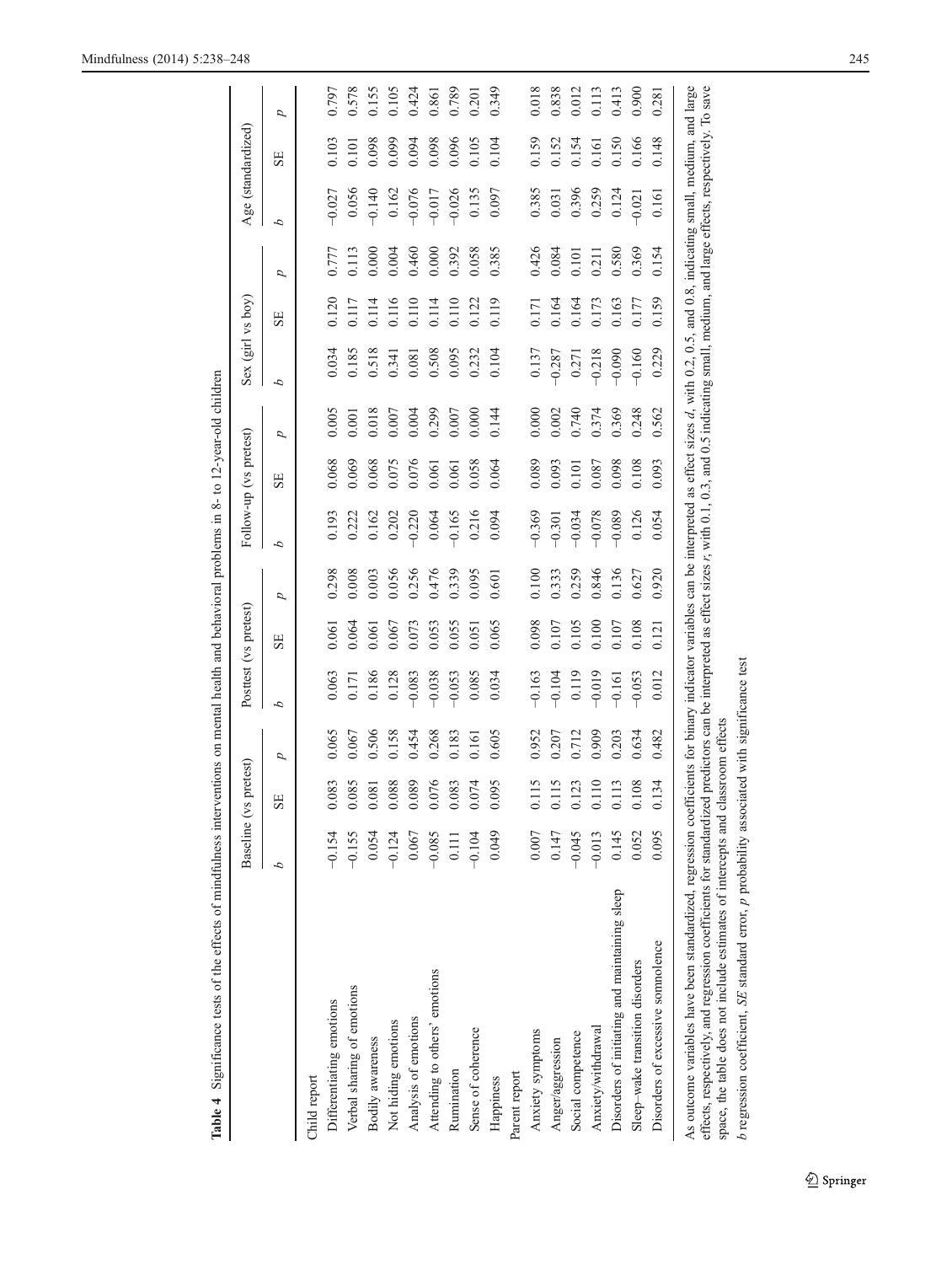**Table 4** Significance tests of the effects of mindfulness interventions on mental health and behavioral problems in 8- to 12-year-old children

| | Baseline (vs pretest) | | | Posttest (vs pretest) | | | Follow-up (vs pretest) | | | Sex (girl vs boy) | | | Age (standardized) | | |
|---|---|---|---|---|---|---|---|---|---|---|---|---|---|---|---|
| | *b* | SE | *p* | *b* | SE | *p* | *b* | SE | *p* | *b* | SE | *p* | *b* | SE | *p* |
| Child report | | | | | | | | | | | | | | | |
| Differentiating emotions | −0.154 | 0.083 | 0.065 | 0.063 | 0.061 | 0.298 | 0.193 | 0.068 | 0.005 | 0.034 | 0.120 | 0.777 | −0.027 | 0.103 | 0.797 |
| Verbal sharing of emotions | −0.155 | 0.085 | 0.067 | 0.171 | 0.064 | 0.008 | 0.222 | 0.069 | 0.001 | 0.185 | 0.117 | 0.113 | 0.056 | 0.101 | 0.578 |
| Bodily awareness | 0.054 | 0.081 | 0.506 | 0.186 | 0.061 | 0.003 | 0.162 | 0.068 | 0.018 | 0.518 | 0.114 | 0.000 | −0.140 | 0.098 | 0.155 |
| Not hiding emotions | −0.124 | 0.088 | 0.158 | 0.128 | 0.067 | 0.056 | 0.202 | 0.075 | 0.007 | 0.341 | 0.116 | 0.004 | 0.162 | 0.099 | 0.105 |
| Analysis of emotions | 0.067 | 0.089 | 0.454 | −0.083 | 0.073 | 0.256 | −0.220 | 0.076 | 0.004 | 0.081 | 0.110 | 0.460 | −0.076 | 0.094 | 0.424 |
| Attending to others' emotions | −0.085 | 0.076 | 0.268 | −0.038 | 0.053 | 0.476 | 0.064 | 0.061 | 0.299 | 0.508 | 0.114 | 0.000 | −0.017 | 0.098 | 0.861 |
| Rumination | 0.111 | 0.083 | 0.183 | −0.053 | 0.055 | 0.339 | −0.165 | 0.061 | 0.007 | 0.095 | 0.110 | 0.392 | −0.026 | 0.096 | 0.789 |
| Sense of coherence | −0.104 | 0.074 | 0.161 | 0.085 | 0.051 | 0.095 | 0.216 | 0.058 | 0.000 | 0.232 | 0.122 | 0.058 | 0.135 | 0.105 | 0.201 |
| Happiness | 0.049 | 0.095 | 0.605 | 0.034 | 0.065 | 0.601 | 0.094 | 0.064 | 0.144 | 0.104 | 0.119 | 0.385 | 0.097 | 0.104 | 0.349 |
| Parent report | | | | | | | | | | | | | | | |
| Anxiety symptoms | 0.007 | 0.115 | 0.952 | −0.163 | 0.098 | 0.100 | −0.369 | 0.089 | 0.000 | 0.137 | 0.171 | 0.426 | 0.385 | 0.159 | 0.018 |
| Anger/aggression | 0.147 | 0.115 | 0.207 | −0.104 | 0.107 | 0.333 | −0.301 | 0.093 | 0.002 | −0.287 | 0.164 | 0.084 | 0.031 | 0.152 | 0.838 |
| Social competence | −0.045 | 0.123 | 0.712 | 0.119 | 0.105 | 0.259 | −0.034 | 0.101 | 0.740 | 0.271 | 0.164 | 0.101 | 0.396 | 0.154 | 0.012 |
| Anxiety/withdrawal | −0.013 | 0.110 | 0.909 | −0.019 | 0.100 | 0.846 | −0.078 | 0.087 | 0.374 | −0.218 | 0.173 | 0.211 | 0.259 | 0.161 | 0.113 |
| Disorders of initiating and maintaining sleep | 0.145 | 0.113 | 0.203 | −0.161 | 0.107 | 0.136 | −0.089 | 0.098 | 0.369 | −0.090 | 0.163 | 0.580 | 0.124 | 0.150 | 0.413 |
| Sleep–wake transition disorders | 0.052 | 0.108 | 0.634 | −0.053 | 0.108 | 0.627 | 0.126 | 0.108 | 0.248 | −0.160 | 0.177 | 0.369 | −0.021 | 0.166 | 0.900 |
| Disorders of excessive somnolence | 0.095 | 0.134 | 0.482 | 0.012 | 0.121 | 0.920 | 0.054 | 0.093 | 0.562 | 0.229 | 0.159 | 0.154 | 0.161 | 0.148 | 0.281 |

As outcome variables have been standardized, regression coefficients for binary indicator variables can be interpreted as effect sizes *d*, with 0.2, 0.5, and 0.8, indicating small, medium, and large effects, respectively, and regression coefficients for standardized predictors can be interpreted as effect sizes *r*, with 0.1, 0.3, and 0.5 indicating small, medium, and large effects, respectively. To save space, the table does not include estimates of intercepts and classroom effects

*b* regression coefficient, *SE* standard error, *p* probability associated with significance test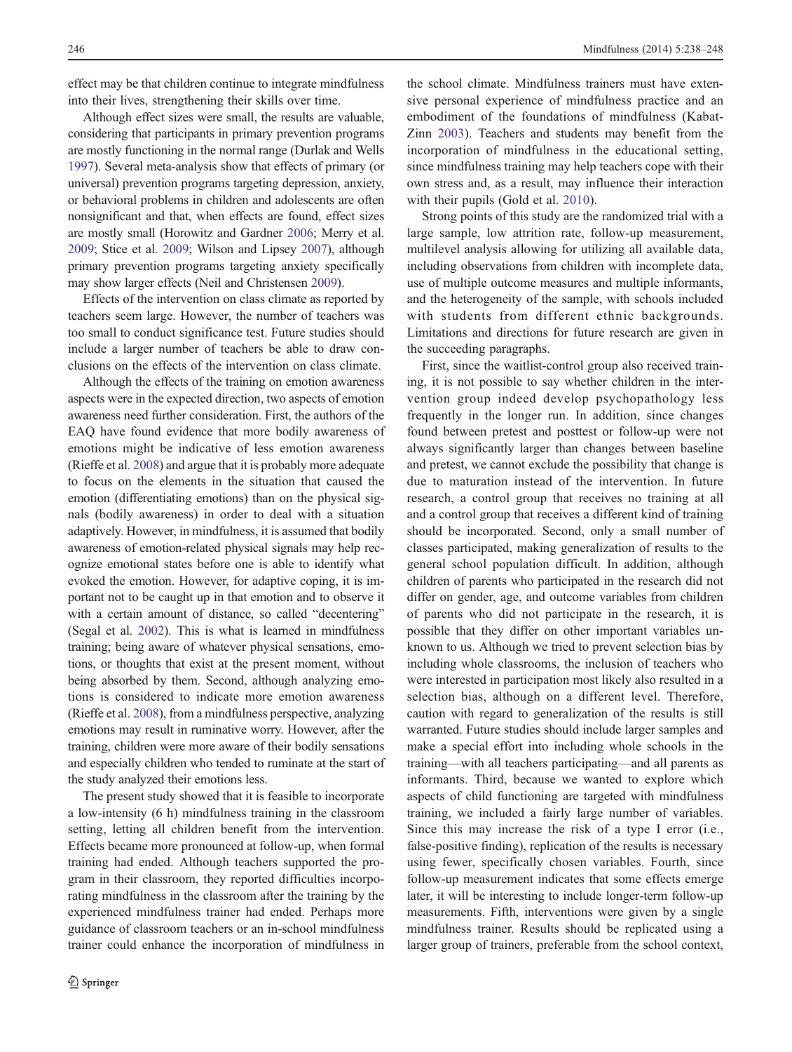effect may be that children continue to integrate mindfulness into their lives, strengthening their skills over time.

Although effect sizes were small, the results are valuable, considering that participants in primary prevention programs are mostly functioning in the normal range (Durlak and Wells 1997). Several meta-analysis show that effects of primary (or universal) prevention programs targeting depression, anxiety, or behavioral problems in children and adolescents are often nonsignificant and that, when effects are found, effect sizes are mostly small (Horowitz and Gardner 2006; Merry et al. 2009; Stice et al. 2009; Wilson and Lipsey 2007), although primary prevention programs targeting anxiety specifically may show larger effects (Neil and Christensen 2009).

Effects of the intervention on class climate as reported by teachers seem large. However, the number of teachers was too small to conduct significance test. Future studies should include a larger number of teachers be able to draw conclusions on the effects of the intervention on class climate.

Although the effects of the training on emotion awareness aspects were in the expected direction, two aspects of emotion awareness need further consideration. First, the authors of the EAQ have found evidence that more bodily awareness of emotions might be indicative of less emotion awareness (Rieffe et al. 2008) and argue that it is probably more adequate to focus on the elements in the situation that caused the emotion (differentiating emotions) than on the physical signals (bodily awareness) in order to deal with a situation adaptively. However, in mindfulness, it is assumed that bodily awareness of emotion-related physical signals may help recognize emotional states before one is able to identify what evoked the emotion. However, for adaptive coping, it is important not to be caught up in that emotion and to observe it with a certain amount of distance, so called "decentering" (Segal et al. 2002). This is what is learned in mindfulness training; being aware of whatever physical sensations, emotions, or thoughts that exist at the present moment, without being absorbed by them. Second, although analyzing emotions is considered to indicate more emotion awareness (Rieffe et al. 2008), from a mindfulness perspective, analyzing emotions may result in ruminative worry. However, after the training, children were more aware of their bodily sensations and especially children who tended to ruminate at the start of the study analyzed their emotions less.

The present study showed that it is feasible to incorporate a low-intensity (6 h) mindfulness training in the classroom setting, letting all children benefit from the intervention. Effects became more pronounced at follow-up, when formal training had ended. Although teachers supported the program in their classroom, they reported difficulties incorporating mindfulness in the classroom after the training by the experienced mindfulness trainer had ended. Perhaps more guidance of classroom teachers or an in-school mindfulness trainer could enhance the incorporation of mindfulness in the school climate. Mindfulness trainers must have extensive personal experience of mindfulness practice and an embodiment of the foundations of mindfulness (Kabat-Zinn 2003). Teachers and students may benefit from the incorporation of mindfulness in the educational setting, since mindfulness training may help teachers cope with their own stress and, as a result, may influence their interaction with their pupils (Gold et al. 2010).

Strong points of this study are the randomized trial with a large sample, low attrition rate, follow-up measurement, multilevel analysis allowing for utilizing all available data, including observations from children with incomplete data, use of multiple outcome measures and multiple informants, and the heterogeneity of the sample, with schools included with students from different ethnic backgrounds. Limitations and directions for future research are given in the succeeding paragraphs.

First, since the waitlist-control group also received training, it is not possible to say whether children in the intervention group indeed develop psychopathology less frequently in the longer run. In addition, since changes found between pretest and posttest or follow-up were not always significantly larger than changes between baseline and pretest, we cannot exclude the possibility that change is due to maturation instead of the intervention. In future research, a control group that receives no training at all and a control group that receives a different kind of training should be incorporated. Second, only a small number of classes participated, making generalization of results to the general school population difficult. In addition, although children of parents who participated in the research did not differ on gender, age, and outcome variables from children of parents who did not participate in the research, it is possible that they differ on other important variables unknown to us. Although we tried to prevent selection bias by including whole classrooms, the inclusion of teachers who were interested in participation most likely also resulted in a selection bias, although on a different level. Therefore, caution with regard to generalization of the results is still warranted. Future studies should include larger samples and make a special effort into including whole schools in the training—with all teachers participating—and all parents as informants. Third, because we wanted to explore which aspects of child functioning are targeted with mindfulness training, we included a fairly large number of variables. Since this may increase the risk of a type I error (i.e., false-positive finding), replication of the results is necessary using fewer, specifically chosen variables. Fourth, since follow-up measurement indicates that some effects emerge later, it will be interesting to include longer-term follow-up measurements. Fifth, interventions were given by a single mindfulness trainer. Results should be replicated using a larger group of trainers, preferable from the school context,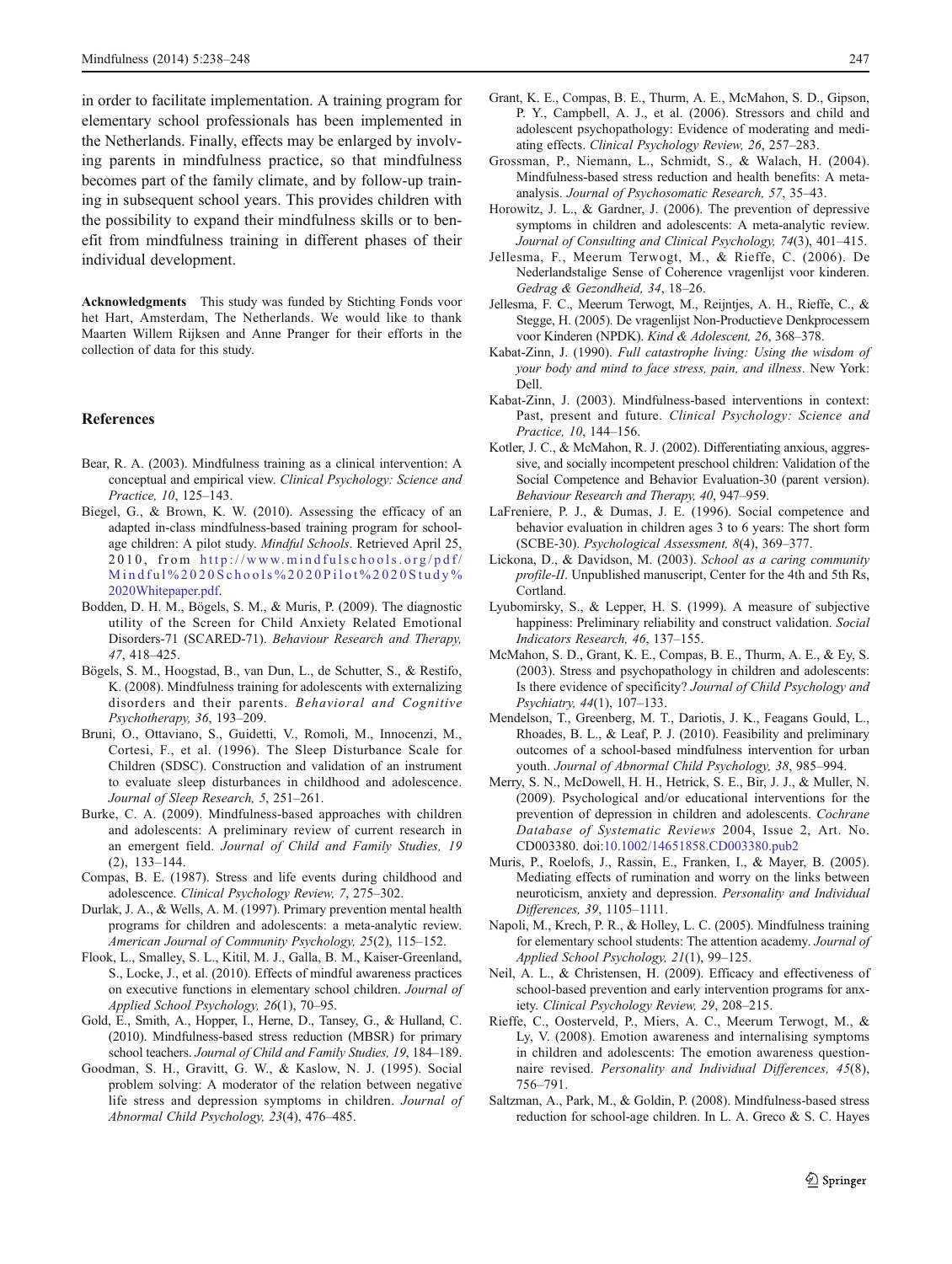in order to facilitate implementation. A training program for elementary school professionals has been implemented in the Netherlands. Finally, effects may be enlarged by involving parents in mindfulness practice, so that mindfulness becomes part of the family climate, and by follow-up training in subsequent school years. This provides children with the possibility to expand their mindfulness skills or to benefit from mindfulness training in different phases of their individual development.

**Acknowledgments** This study was funded by Stichting Fonds voor het Hart, Amsterdam, The Netherlands. We would like to thank Maarten Willem Rijksen and Anne Pranger for their efforts in the collection of data for this study.

## References

Bear, R. A. (2003). Mindfulness training as a clinical intervention: A conceptual and empirical view. *Clinical Psychology: Science and Practice, 10*, 125–143.

Biegel, G., & Brown, K. W. (2010). Assessing the efficacy of an adapted in-class mindfulness-based training program for school-age children: A pilot study. *Mindful Schools*. Retrieved April 25, 2010, from http://www.mindfulschools.org/pdf/Mindful%20Schools%20Pilot%20Study%20Whitepaper.pdf.

Bodden, D. H. M., Bögels, S. M., & Muris, P. (2009). The diagnostic utility of the Screen for Child Anxiety Related Emotional Disorders-71 (SCARED-71). *Behaviour Research and Therapy, 47*, 418–425.

Bögels, S. M., Hoogstad, B., van Dun, L., de Schutter, S., & Restifo, K. (2008). Mindfulness training for adolescents with externalizing disorders and their parents. *Behavioral and Cognitive Psychotherapy, 36*, 193–209.

Bruni, O., Ottaviano, S., Guidetti, V., Romoli, M., Innocenzi, M., Cortesi, F., et al. (1996). The Sleep Disturbance Scale for Children (SDSC). Construction and validation of an instrument to evaluate sleep disturbances in childhood and adolescence. *Journal of Sleep Research, 5*, 251–261.

Burke, C. A. (2009). Mindfulness-based approaches with children and adolescents: A preliminary review of current research in an emergent field. *Journal of Child and Family Studies, 19* (2), 133–144.

Compas, B. E. (1987). Stress and life events during childhood and adolescence. *Clinical Psychology Review, 7*, 275–302.

Durlak, J. A., & Wells, A. M. (1997). Primary prevention mental health programs for children and adolescents: a meta-analytic review. *American Journal of Community Psychology, 25*(2), 115–152.

Flook, L., Smalley, S. L., Kitil, M. J., Galla, B. M., Kaiser-Greenland, S., Locke, J., et al. (2010). Effects of mindful awareness practices on executive functions in elementary school children. *Journal of Applied School Psychology, 26*(1), 70–95.

Gold, E., Smith, A., Hopper, I., Herne, D., Tansey, G., & Hulland, C. (2010). Mindfulness-based stress reduction (MBSR) for primary school teachers. *Journal of Child and Family Studies, 19*, 184–189.

Goodman, S. H., Gravitt, G. W., & Kaslow, N. J. (1995). Social problem solving: A moderator of the relation between negative life stress and depression symptoms in children. *Journal of Abnormal Child Psychology, 23*(4), 476–485.

Grant, K. E., Compas, B. E., Thurm, A. E., McMahon, S. D., Gipson, P. Y., Campbell, A. J., et al. (2006). Stressors and child and adolescent psychopathology: Evidence of moderating and mediating effects. *Clinical Psychology Review, 26*, 257–283.

Grossman, P., Niemann, L., Schmidt, S., & Walach, H. (2004). Mindfulness-based stress reduction and health benefits: A meta-analysis. *Journal of Psychosomatic Research, 57*, 35–43.

Horowitz, J. L., & Gardner, J. (2006). The prevention of depressive symptoms in children and adolescents: A meta-analytic review. *Journal of Consulting and Clinical Psychology, 74*(3), 401–415.

Jellesma, F., Meerum Terwogt, M., & Rieffe, C. (2006). De Nederlandstalige Sense of Coherence vragenlijst voor kinderen. *Gedrag & Gezondheid, 34*, 18–26.

Jellesma, F. C., Meerum Terwogt, M., Reijntjes, A. H., Rieffe, C., & Stegge, H. (2005). De vragenlijst Non-Productieve Denkprocessem voor Kinderen (NPDK). *Kind & Adolescent, 26*, 368–378.

Kabat-Zinn, J. (1990). *Full catastrophe living: Using the wisdom of your body and mind to face stress, pain, and illness*. New York: Dell.

Kabat-Zinn, J. (2003). Mindfulness-based interventions in context: Past, present and future. *Clinical Psychology: Science and Practice, 10*, 144–156.

Kotler, J. C., & McMahon, R. J. (2002). Differentiating anxious, aggressive, and socially incompetent preschool children: Validation of the Social Competence and Behavior Evaluation-30 (parent version). *Behaviour Research and Therapy, 40*, 947–959.

LaFreniere, P. J., & Dumas, J. E. (1996). Social competence and behavior evaluation in children ages 3 to 6 years: The short form (SCBE-30). *Psychological Assessment, 8*(4), 369–377.

Lickona, D., & Davidson, M. (2003). *School as a caring community profile-II*. Unpublished manuscript, Center for the 4th and 5th Rs, Cortland.

Lyubomirsky, S., & Lepper, H. S. (1999). A measure of subjective happiness: Preliminary reliability and construct validation. *Social Indicators Research, 46*, 137–155.

McMahon, S. D., Grant, K. E., Compas, B. E., Thurm, A. E., & Ey, S. (2003). Stress and psychopathology in children and adolescents: Is there evidence of specificity? *Journal of Child Psychology and Psychiatry, 44*(1), 107–133.

Mendelson, T., Greenberg, M. T., Dariotis, J. K., Feagans Gould, L., Rhoades, B. L., & Leaf, P. J. (2010). Feasibility and preliminary outcomes of a school-based mindfulness intervention for urban youth. *Journal of Abnormal Child Psychology, 38*, 985–994.

Merry, S. N., McDowell, H. H., Hetrick, S. E., Bir, J. J., & Muller, N. (2009). Psychological and/or educational interventions for the prevention of depression in children and adolescents. *Cochrane Database of Systematic Reviews* 2004, Issue 2, Art. No. CD003380. doi:10.1002/14651858.CD003380.pub2

Muris, P., Roelofs, J., Rassin, E., Franken, I., & Mayer, B. (2005). Mediating effects of rumination and worry on the links between neuroticism, anxiety and depression. *Personality and Individual Differences, 39*, 1105–1111.

Napoli, M., Krech, P. R., & Holley, L. C. (2005). Mindfulness training for elementary school students: The attention academy. *Journal of Applied School Psychology, 21*(1), 99–125.

Neil, A. L., & Christensen, H. (2009). Efficacy and effectiveness of school-based prevention and early intervention programs for anxiety. *Clinical Psychology Review, 29*, 208–215.

Rieffe, C., Oosterveld, P., Miers, A. C., Meerum Terwogt, M., & Ly, V. (2008). Emotion awareness and internalising symptoms in children and adolescents: The emotion awareness questionnaire revised. *Personality and Individual Differences, 45*(8), 756–791.

Saltzman, A., Park, M., & Goldin, P. (2008). Mindfulness-based stress reduction for school-age children. In L. A. Greco & S. C. Hayes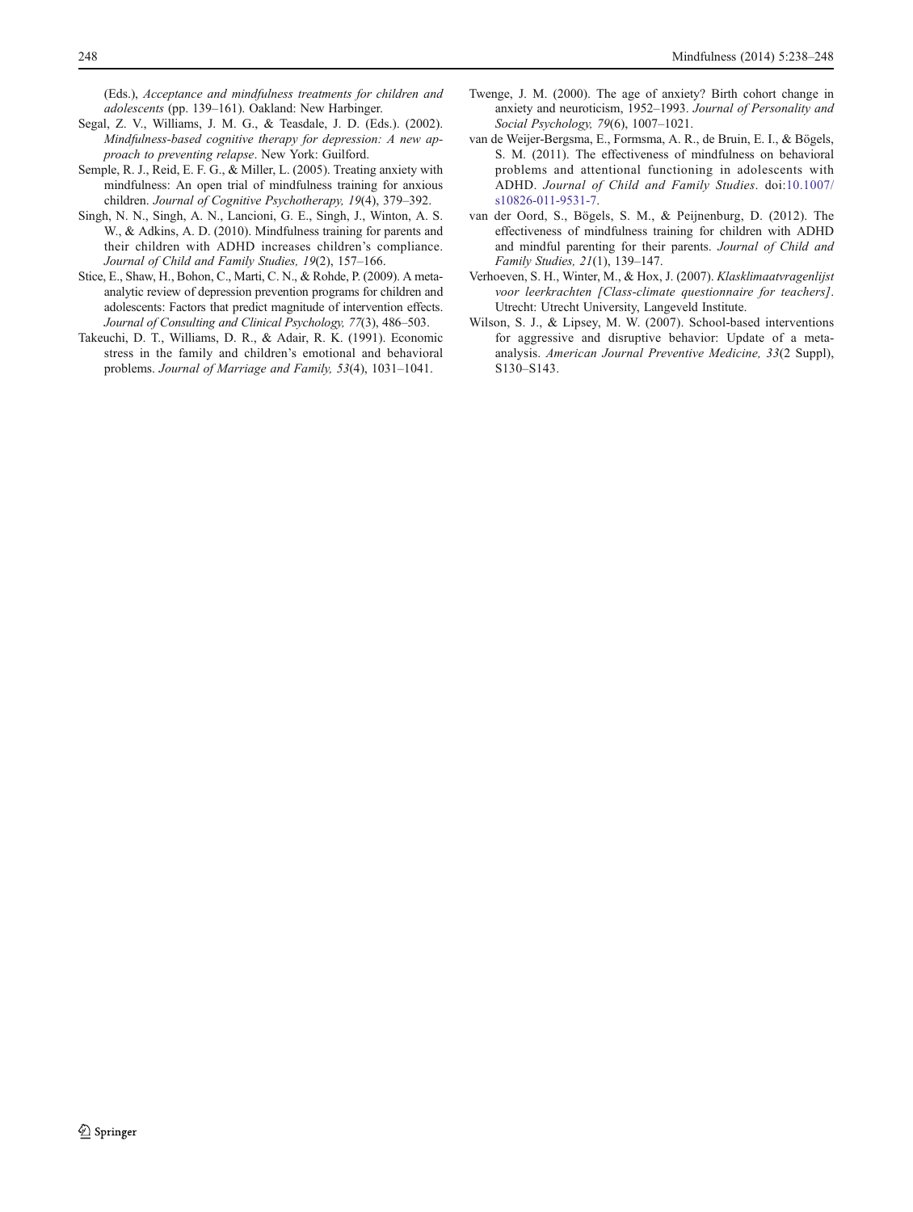(Eds.), *Acceptance and mindfulness treatments for children and adolescents* (pp. 139–161). Oakland: New Harbinger.

Segal, Z. V., Williams, J. M. G., & Teasdale, J. D. (Eds.). (2002). *Mindfulness-based cognitive therapy for depression: A new approach to preventing relapse*. New York: Guilford.

Semple, R. J., Reid, E. F. G., & Miller, L. (2005). Treating anxiety with mindfulness: An open trial of mindfulness training for anxious children. *Journal of Cognitive Psychotherapy, 19*(4), 379–392.

Singh, N. N., Singh, A. N., Lancioni, G. E., Singh, J., Winton, A. S. W., & Adkins, A. D. (2010). Mindfulness training for parents and their children with ADHD increases children's compliance. *Journal of Child and Family Studies, 19*(2), 157–166.

Stice, E., Shaw, H., Bohon, C., Marti, C. N., & Rohde, P. (2009). A meta-analytic review of depression prevention programs for children and adolescents: Factors that predict magnitude of intervention effects. *Journal of Consulting and Clinical Psychology, 77*(3), 486–503.

Takeuchi, D. T., Williams, D. R., & Adair, R. K. (1991). Economic stress in the family and children's emotional and behavioral problems. *Journal of Marriage and Family, 53*(4), 1031–1041.

Twenge, J. M. (2000). The age of anxiety? Birth cohort change in anxiety and neuroticism, 1952–1993. *Journal of Personality and Social Psychology, 79*(6), 1007–1021.

van de Weijer-Bergsma, E., Formsma, A. R., de Bruin, E. I., & Bögels, S. M. (2011). The effectiveness of mindfulness on behavioral problems and attentional functioning in adolescents with ADHD. *Journal of Child and Family Studies*. doi:10.1007/s10826-011-9531-7.

van der Oord, S., Bögels, S. M., & Peijnenburg, D. (2012). The effectiveness of mindfulness training for children with ADHD and mindful parenting for their parents. *Journal of Child and Family Studies, 21*(1), 139–147.

Verhoeven, S. H., Winter, M., & Hox, J. (2007). *Klasklimaatvragenlijst voor leerkrachten [Class-climate questionnaire for teachers]*. Utrecht: Utrecht University, Langeveld Institute.

Wilson, S. J., & Lipsey, M. W. (2007). School-based interventions for aggressive and disruptive behavior: Update of a meta-analysis. *American Journal Preventive Medicine, 33*(2 Suppl), S130–S143.